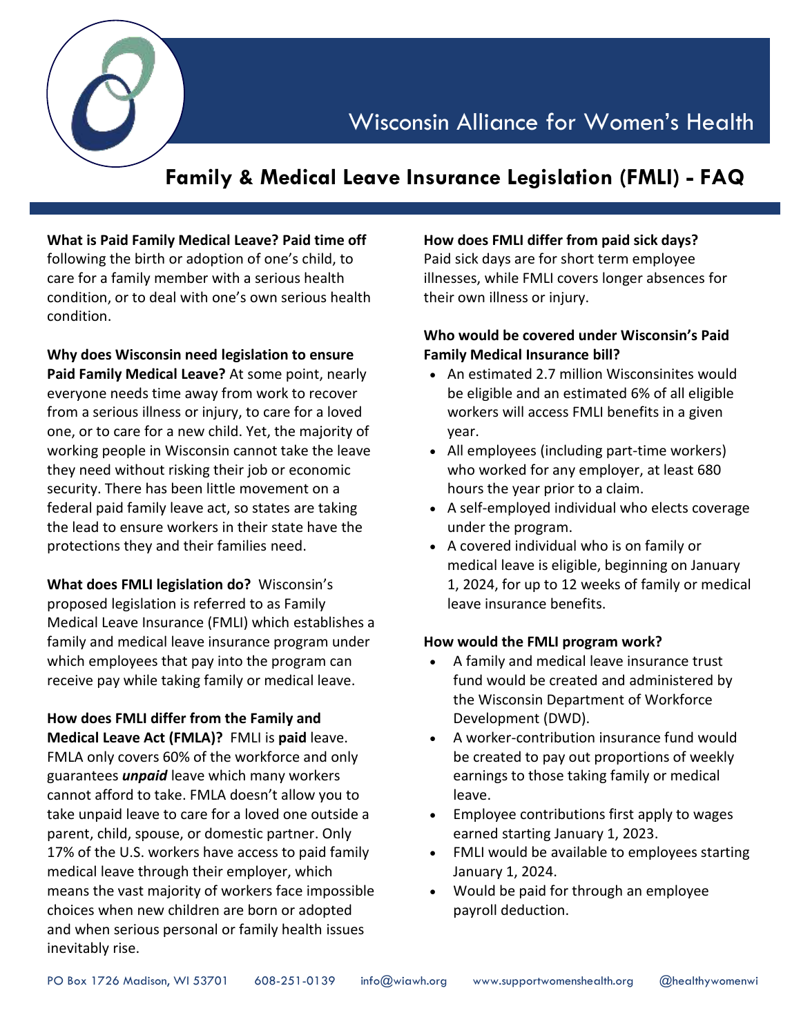# Wisconsin Alliance for Women's Health

## Family & Medical Leave Insurance Legislation (FMLI) - FAQ

**What is Paid Family Medical Leave? Paid time off** following the birth or adoption of one's child, to care for a family member with a serious health condition, or to deal with one's own serious health condition.

**Why does Wisconsin need legislation to ensure Paid Family Medical Leave?** At some point, nearly everyone needs time away from work to recover from a serious illness or injury, to care for a loved one, or to care for a new child. Yet, the majority of working people in Wisconsin cannot take the leave they need without risking their job or economic security. There has been little movement on a federal paid family leave act, so states are taking the lead to ensure workers in their state have the protections they and their families need.

**What does FMLI legislation do?** Wisconsin's proposed legislation is referred to as Family Medical Leave Insurance (FMLI) which establishes a family and medical leave insurance program under which employees that pay into the program can receive pay while taking family or medical leave.

**How does FMLI differ from the Family and Medical Leave Act (FMLA)?** FMLI is **paid** leave. FMLA only covers 60% of the workforce and only guarantees ***unpaid*** leave which many workers cannot afford to take. FMLA doesn't allow you to take unpaid leave to care for a loved one outside a parent, child, spouse, or domestic partner. Only 17% of the U.S. workers have access to paid family medical leave through their employer, which means the vast majority of workers face impossible choices when new children are born or adopted and when serious personal or family health issues inevitably rise.

**How does FMLI differ from paid sick days?** Paid sick days are for short term employee illnesses, while FMLI covers longer absences for their own illness or injury.

**Who would be covered under Wisconsin's Paid Family Medical Insurance bill?**

- An estimated 2.7 million Wisconsinites would be eligible and an estimated 6% of all eligible workers will access FMLI benefits in a given year.
- All employees (including part-time workers) who worked for any employer, at least 680 hours the year prior to a claim.
- A self-employed individual who elects coverage under the program.
- A covered individual who is on family or medical leave is eligible, beginning on January 1, 2024, for up to 12 weeks of family or medical leave insurance benefits.

**How would the FMLI program work?**

- A family and medical leave insurance trust fund would be created and administered by the Wisconsin Department of Workforce Development (DWD).
- A worker-contribution insurance fund would be created to pay out proportions of weekly earnings to those taking family or medical leave.
- Employee contributions first apply to wages earned starting January 1, 2023.
- FMLI would be available to employees starting January 1, 2024.
- Would be paid for through an employee payroll deduction.

PO Box 1726 Madison, WI 53701 608-251-0139 info@wiawh.org www.supportwomenshealth.org @healthywomenwi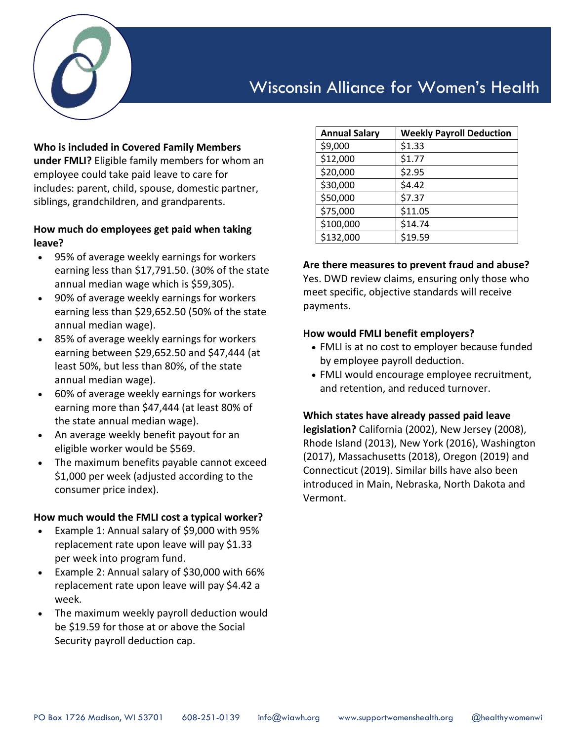# Wisconsin Alliance for Women's Health

**Who is included in Covered Family Members under FMLI?** Eligible family members for whom an employee could take paid leave to care for includes: parent, child, spouse, domestic partner, siblings, grandchildren, and grandparents.

**How much do employees get paid when taking leave?**

- 95% of average weekly earnings for workers earning less than $17,791.50. (30% of the state annual median wage which is $59,305).
- 90% of average weekly earnings for workers earning less than $29,652.50 (50% of the state annual median wage).
- 85% of average weekly earnings for workers earning between $29,652.50 and $47,444 (at least 50%, but less than 80%, of the state annual median wage).
- 60% of average weekly earnings for workers earning more than $47,444 (at least 80% of the state annual median wage).
- An average weekly benefit payout for an eligible worker would be $569.
- The maximum benefits payable cannot exceed $1,000 per week (adjusted according to the consumer price index).

**How much would the FMLI cost a typical worker?**

- Example 1: Annual salary of $9,000 with 95% replacement rate upon leave will pay $1.33 per week into program fund.
- Example 2: Annual salary of $30,000 with 66% replacement rate upon leave will pay $4.42 a week.
- The maximum weekly payroll deduction would be $19.59 for those at or above the Social Security payroll deduction cap.

| Annual Salary | Weekly Payroll Deduction |
|---|---|
| $9,000 | $1.33 |
| $12,000 | $1.77 |
| $20,000 | $2.95 |
| $30,000 | $4.42 |
| $50,000 | $7.37 |
| $75,000 | $11.05 |
| $100,000 | $14.74 |
| $132,000 | $19.59 |

**Are there measures to prevent fraud and abuse?** Yes. DWD review claims, ensuring only those who meet specific, objective standards will receive payments.

**How would FMLI benefit employers?**

- FMLI is at no cost to employer because funded by employee payroll deduction.
- FMLI would encourage employee recruitment, and retention, and reduced turnover.

**Which states have already passed paid leave legislation?** California (2002), New Jersey (2008), Rhode Island (2013), New York (2016), Washington (2017), Massachusetts (2018), Oregon (2019) and Connecticut (2019). Similar bills have also been introduced in Main, Nebraska, North Dakota and Vermont.

PO Box 1726 Madison, WI 53701 608-251-0139 info@wiawh.org www.supportwomenshealth.org @healthywomenwi